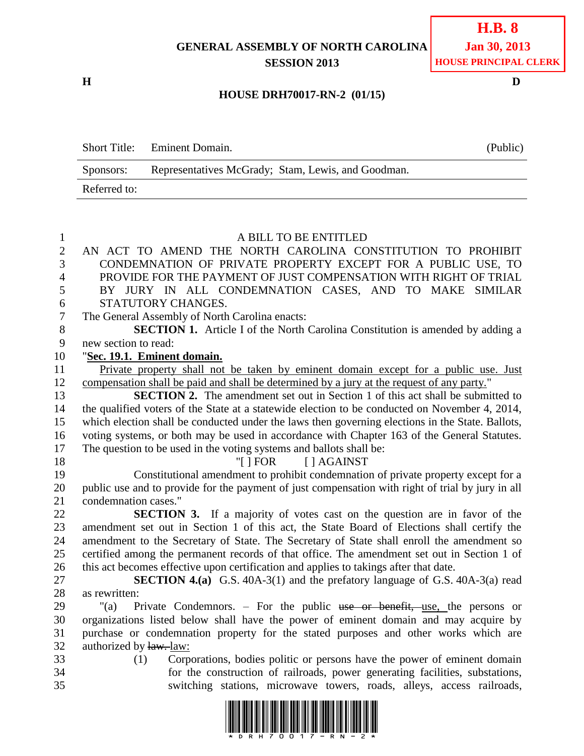**H.B. 8**
**Jan 30, 2013**
**HOUSE PRINCIPAL CLERK**

**GENERAL ASSEMBLY OF NORTH CAROLINA**
**SESSION 2013**

**H** **D**

**HOUSE DRH70017-RN-2 (01/15)**

| Short Title: | Eminent Domain. | (Public) |
|---|---|---|
| Sponsors: | Representatives McGrady; Stam, Lewis, and Goodman. | |
| Referred to: | | |

A BILL TO BE ENTITLED

AN ACT TO AMEND THE NORTH CAROLINA CONSTITUTION TO PROHIBIT CONDEMNATION OF PRIVATE PROPERTY EXCEPT FOR A PUBLIC USE, TO PROVIDE FOR THE PAYMENT OF JUST COMPENSATION WITH RIGHT OF TRIAL BY JURY IN ALL CONDEMNATION CASES, AND TO MAKE SIMILAR STATUTORY CHANGES.

The General Assembly of North Carolina enacts:

**SECTION 1.** Article I of the North Carolina Constitution is amended by adding a new section to read:

"**Sec. 19.1. Eminent domain.**

Private property shall not be taken by eminent domain except for a public use. Just compensation shall be paid and shall be determined by a jury at the request of any party."

**SECTION 2.** The amendment set out in Section 1 of this act shall be submitted to the qualified voters of the State at a statewide election to be conducted on November 4, 2014, which election shall be conducted under the laws then governing elections in the State. Ballots, voting systems, or both may be used in accordance with Chapter 163 of the General Statutes. The question to be used in the voting systems and ballots shall be:

"[ ] FOR [ ] AGAINST

Constitutional amendment to prohibit condemnation of private property except for a public use and to provide for the payment of just compensation with right of trial by jury in all condemnation cases."

**SECTION 3.** If a majority of votes cast on the question are in favor of the amendment set out in Section 1 of this act, the State Board of Elections shall certify the amendment to the Secretary of State. The Secretary of State shall enroll the amendment so certified among the permanent records of that office. The amendment set out in Section 1 of this act becomes effective upon certification and applies to takings after that date.

**SECTION 4.(a)** G.S. 40A-3(1) and the prefatory language of G.S. 40A-3(a) read as rewritten:

"(a) Private Condemnors. – For the public ~~use or benefit,~~ use, the persons or organizations listed below shall have the power of eminent domain and may acquire by purchase or condemnation property for the stated purposes and other works which are authorized by ~~law.~~ law:

(1) Corporations, bodies politic or persons have the power of eminent domain for the construction of railroads, power generating facilities, substations, switching stations, microwave towers, roads, alleys, access railroads,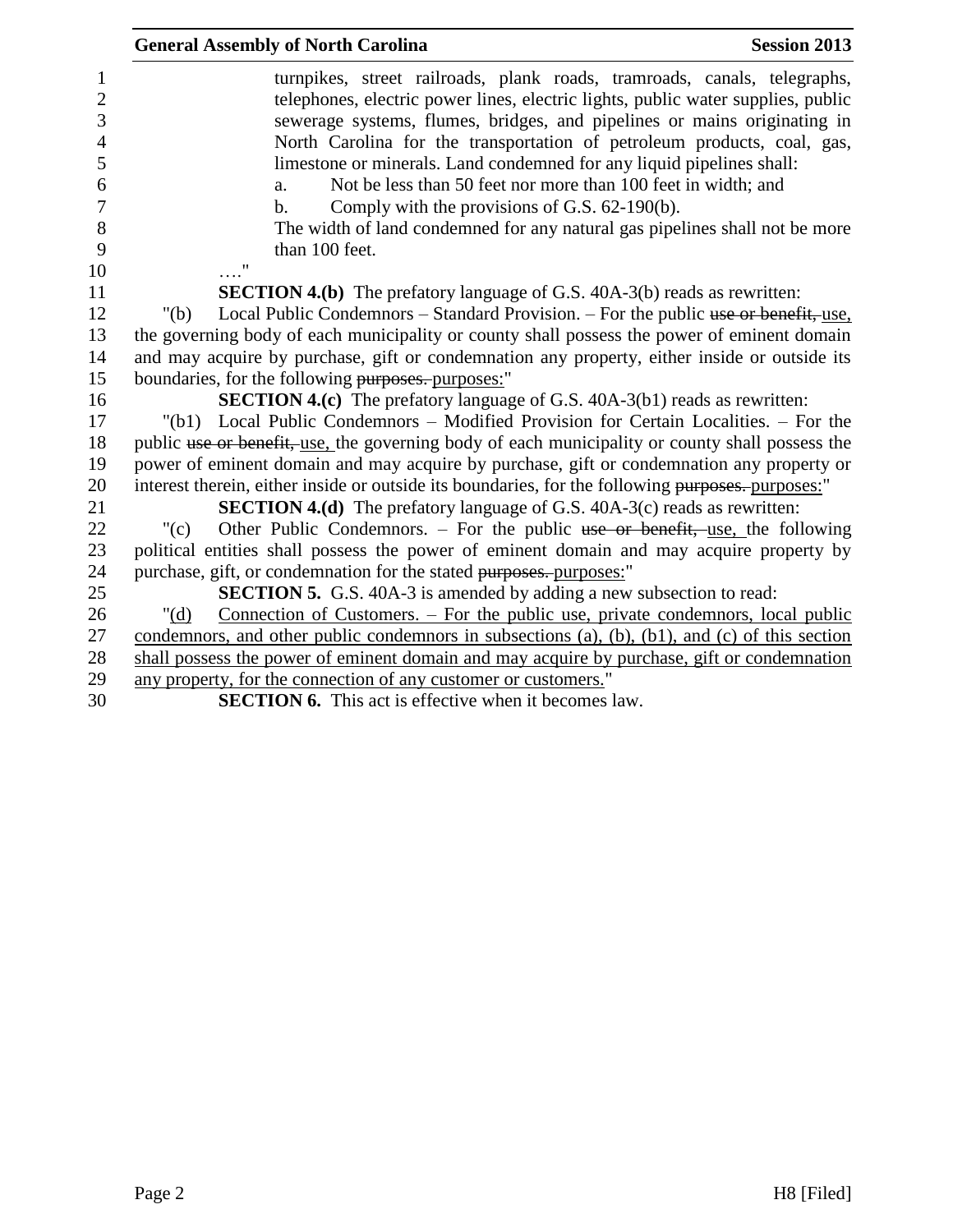turnpikes, street railroads, plank roads, tramroads, canals, telegraphs, telephones, electric power lines, electric lights, public water supplies, public sewerage systems, flumes, bridges, and pipelines or mains originating in North Carolina for the transportation of petroleum products, coal, gas, limestone or minerals. Land condemned for any liquid pipelines shall:

a. Not be less than 50 feet nor more than 100 feet in width; and
b. Comply with the provisions of G.S. 62-190(b).

The width of land condemned for any natural gas pipelines shall not be more than 100 feet.

…."

**SECTION 4.(b)** The prefatory language of G.S. 40A-3(b) reads as rewritten:

"(b) Local Public Condemnors – Standard Provision. – For the public ~~use or benefit,~~ use, the governing body of each municipality or county shall possess the power of eminent domain and may acquire by purchase, gift or condemnation any property, either inside or outside its boundaries, for the following ~~purposes.~~ purposes:"

**SECTION 4.(c)** The prefatory language of G.S. 40A-3(b1) reads as rewritten:

"(b1) Local Public Condemnors – Modified Provision for Certain Localities. – For the public ~~use or benefit,~~ use, the governing body of each municipality or county shall possess the power of eminent domain and may acquire by purchase, gift or condemnation any property or interest therein, either inside or outside its boundaries, for the following ~~purposes.~~ purposes:"

**SECTION 4.(d)** The prefatory language of G.S. 40A-3(c) reads as rewritten:

"(c) Other Public Condemnors. – For the public ~~use or benefit,~~ use, the following political entities shall possess the power of eminent domain and may acquire property by purchase, gift, or condemnation for the stated ~~purposes.~~ purposes:"

**SECTION 5.** G.S. 40A-3 is amended by adding a new subsection to read:

"(d) Connection of Customers. – For the public use, private condemnors, local public condemnors, and other public condemnors in subsections (a), (b), (b1), and (c) of this section shall possess the power of eminent domain and may acquire by purchase, gift or condemnation any property, for the connection of any customer or customers."

**SECTION 6.** This act is effective when it becomes law.